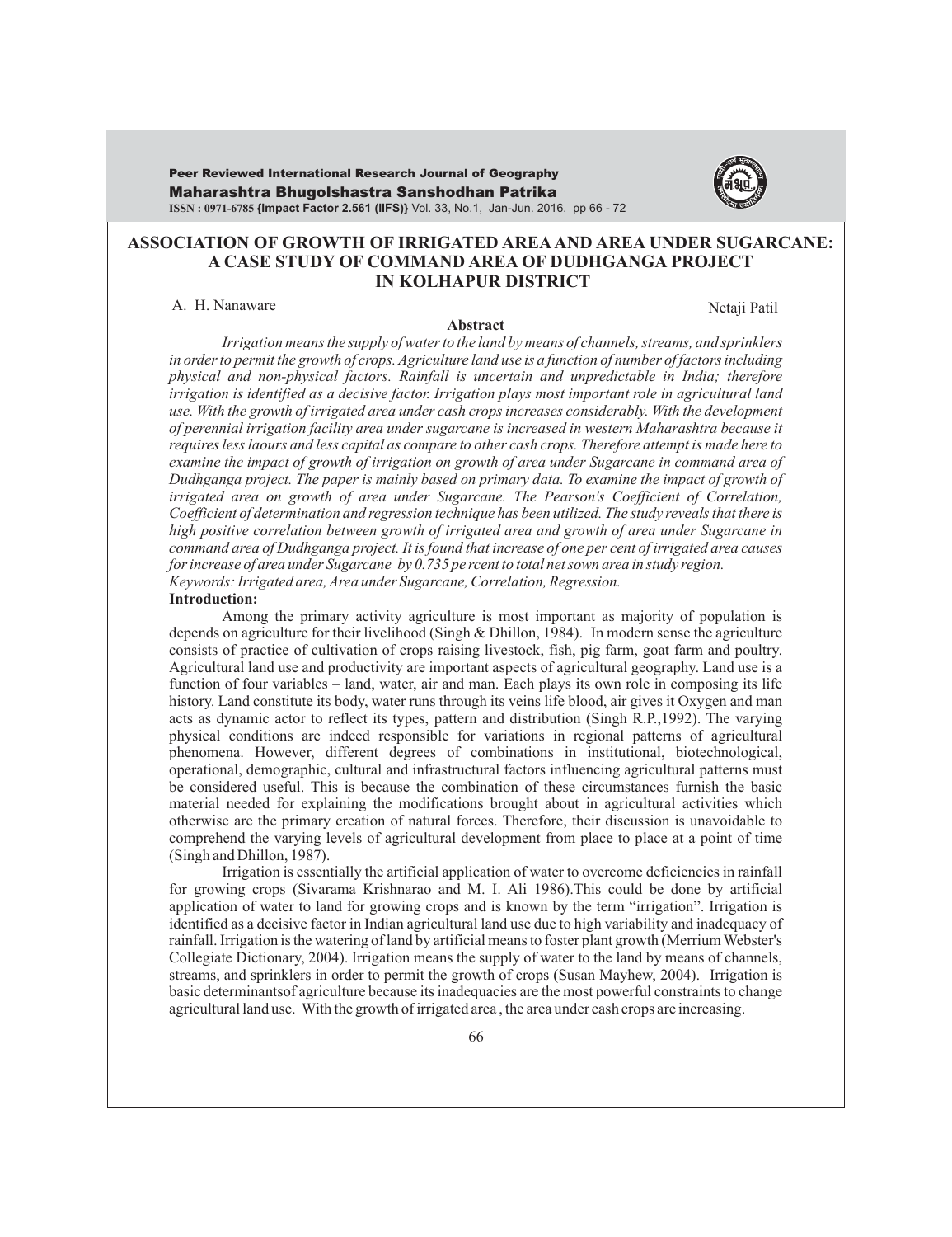# ASSOCIATION OF GROWTH OF IRRIGATED AREA AND AREA UNDER SUGARCANE: A CASE STUDY OF COMMAND AREA OF DUDHGANGA PROJECT IN KOLHAPUR DISTRICT

A. H. Nanaware

Netaji Patil

**Abstract**

*Irrigation means the supply of water to the land by means of channels, streams, and sprinklers in order to permit the growth of crops. Agriculture land use is a function of number of factors including physical and non-physical factors. Rainfall is uncertain and unpredictable in India; therefore irrigation is identified as a decisive factor. Irrigation plays most important role in agricultural land use. With the growth of irrigated area under cash crops increases considerably. With the development of perennial irrigation facility area under sugarcane is increased in western Maharashtra because it requires less laours and less capital as compare to other cash crops. Therefore attempt is made here to examine the impact of growth of irrigation on growth of area under Sugarcane in command area of Dudhganga project. The paper is mainly based on primary data. To examine the impact of growth of irrigated area on growth of area under Sugarcane. The Pearson's Coefficient of Correlation, Coefficient of determination and regression technique has been utilized. The study reveals that there is high positive correlation between growth of irrigated area and growth of area under Sugarcane in command area of Dudhganga project. It is found that increase of one per cent of irrigated area causes for increase of area under Sugarcane by 0.735 pe rcent to total net sown area in study region.*

*Keywords: Irrigated area, Area under Sugarcane, Correlation, Regression.*

**Introduction:**

Among the primary activity agriculture is most important as majority of population is depends on agriculture for their livelihood (Singh & Dhillon, 1984). In modern sense the agriculture consists of practice of cultivation of crops raising livestock, fish, pig farm, goat farm and poultry. Agricultural land use and productivity are important aspects of agricultural geography. Land use is a function of four variables – land, water, air and man. Each plays its own role in composing its life history. Land constitute its body, water runs through its veins life blood, air gives it Oxygen and man acts as dynamic actor to reflect its types, pattern and distribution (Singh R.P.,1992). The varying physical conditions are indeed responsible for variations in regional patterns of agricultural phenomena. However, different degrees of combinations in institutional, biotechnological, operational, demographic, cultural and infrastructural factors influencing agricultural patterns must be considered useful. This is because the combination of these circumstances furnish the basic material needed for explaining the modifications brought about in agricultural activities which otherwise are the primary creation of natural forces. Therefore, their discussion is unavoidable to comprehend the varying levels of agricultural development from place to place at a point of time (Singh and Dhillon, 1987).

Irrigation is essentially the artificial application of water to overcome deficiencies in rainfall for growing crops (Sivarama Krishnarao and M. I. Ali 1986).This could be done by artificial application of water to land for growing crops and is known by the term "irrigation". Irrigation is identified as a decisive factor in Indian agricultural land use due to high variability and inadequacy of rainfall. Irrigation is the watering of land by artificial means to foster plant growth (Merrium Webster's Collegiate Dictionary, 2004). Irrigation means the supply of water to the land by means of channels, streams, and sprinklers in order to permit the growth of crops (Susan Mayhew, 2004). Irrigation is basic determinantsof agriculture because its inadequacies are the most powerful constraints to change agricultural land use. With the growth of irrigated area , the area under cash crops are increasing.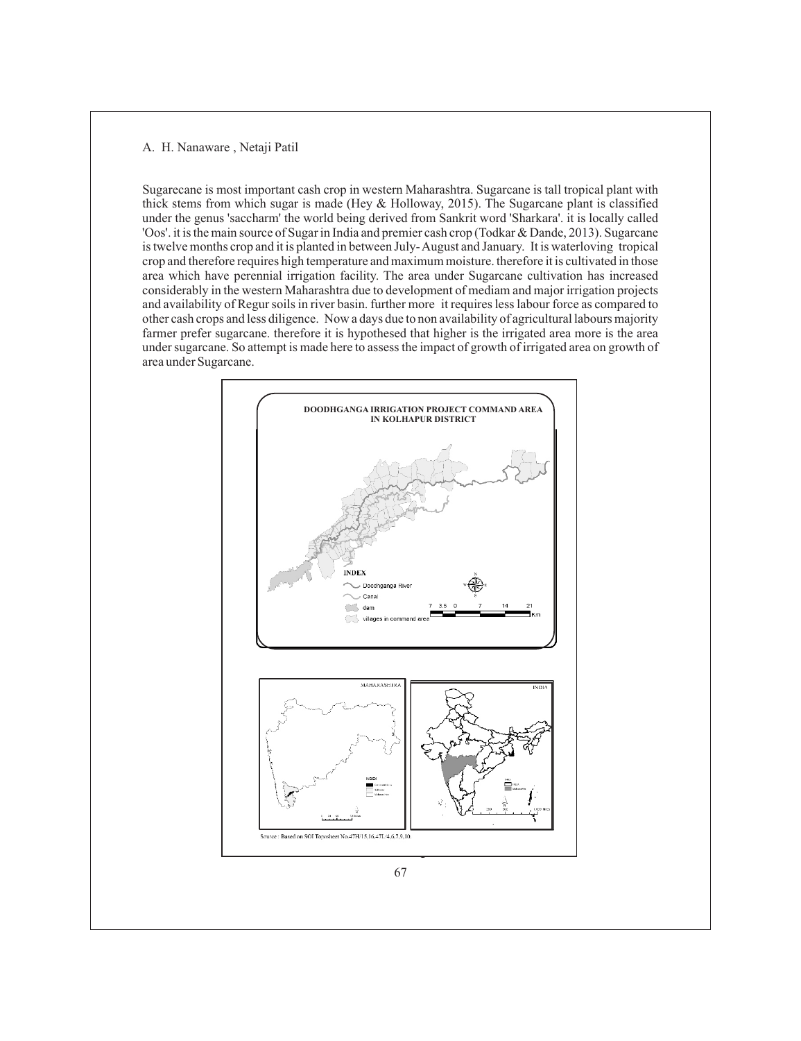Sugarecane is most important cash crop in western Maharashtra. Sugarcane is tall tropical plant with thick stems from which sugar is made (Hey & Holloway, 2015). The Sugarcane plant is classified under the genus 'saccharm' the world being derived from Sankrit word 'Sharkara'. it is locally called 'Oos'. it is the main source of Sugar in India and premier cash crop (Todkar & Dande, 2013). Sugarcane is twelve months crop and it is planted in between July- August and January. It is waterloving tropical crop and therefore requires high temperature and maximum moisture. therefore it is cultivated in those area which have perennial irrigation facility. The area under Sugarcane cultivation has increased considerably in the western Maharashtra due to development of mediam and major irrigation projects and availability of Regur soils in river basin. further more it requires less labour force as compared to other cash crops and less diligence. Now a days due to non availability of agricultural labours majority farmer prefer sugarcane. therefore it is hypothesed that higher is the irrigated area more is the area under sugarcane. So attempt is made here to assess the impact of growth of irrigated area on growth of area under Sugarcane.

**DOODHGANGA IRRIGATION PROJECT COMMAND AREA IN KOLHAPUR DISTRICT**

INDEX
- Doodhganga River
- Canal
- dam
- villages in command area

Source : Based on SOI Toposheet No.47H/15,16,47L/4,6,7,9,10.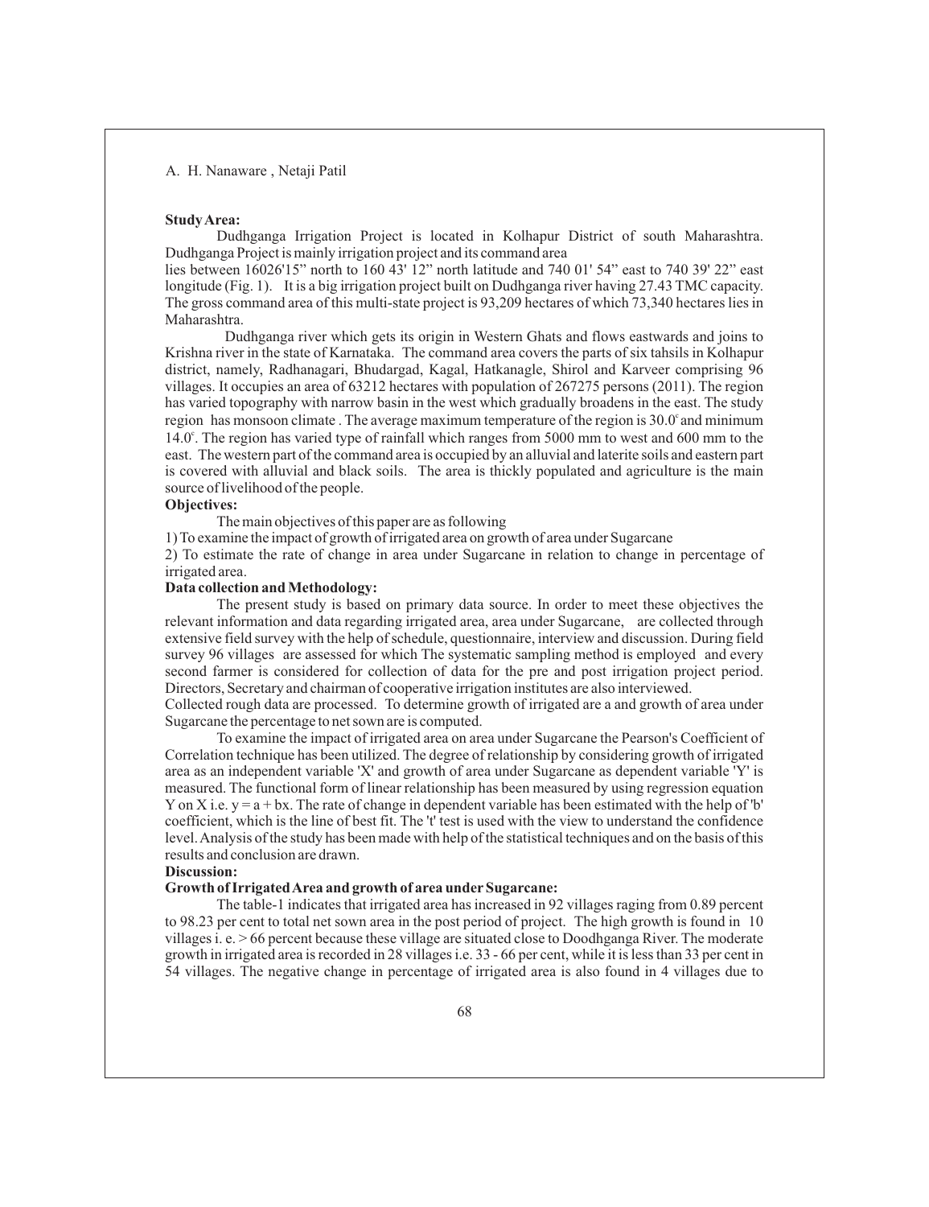**Study Area:**

Dudhganga Irrigation Project is located in Kolhapur District of south Maharashtra. Dudhganga Project is mainly irrigation project and its command area lies between 16026'15" north to 160 43' 12" north latitude and 740 01' 54" east to 740 39' 22" east longitude (Fig. 1). It is a big irrigation project built on Dudhganga river having 27.43 TMC capacity. The gross command area of this multi-state project is 93,209 hectares of which 73,340 hectares lies in Maharashtra.

Dudhganga river which gets its origin in Western Ghats and flows eastwards and joins to Krishna river in the state of Karnataka. The command area covers the parts of six tahsils in Kolhapur district, namely, Radhanagari, Bhudargad, Kagal, Hatkanagle, Shirol and Karveer comprising 96 villages. It occupies an area of 63212 hectares with population of 267275 persons (2011). The region has varied topography with narrow basin in the west which gradually broadens in the east. The study region has monsoon climate . The average maximum temperature of the region is $30.0^{c}$ and minimum $14.0^{c}$. The region has varied type of rainfall which ranges from 5000 mm to west and 600 mm to the east. The western part of the command area is occupied by an alluvial and laterite soils and eastern part is covered with alluvial and black soils. The area is thickly populated and agriculture is the main source of livelihood of the people.

**Objectives:**

The main objectives of this paper are as following

1) To examine the impact of growth of irrigated area on growth of area under Sugarcane

2) To estimate the rate of change in area under Sugarcane in relation to change in percentage of irrigated area.

**Data collection and Methodology:**

The present study is based on primary data source. In order to meet these objectives the relevant information and data regarding irrigated area, area under Sugarcane, are collected through extensive field survey with the help of schedule, questionnaire, interview and discussion. During field survey 96 villages are assessed for which The systematic sampling method is employed and every second farmer is considered for collection of data for the pre and post irrigation project period. Directors, Secretary and chairman of cooperative irrigation institutes are also interviewed.

Collected rough data are processed. To determine growth of irrigated are a and growth of area under Sugarcane the percentage to net sown are is computed.

To examine the impact of irrigated area on area under Sugarcane the Pearson's Coefficient of Correlation technique has been utilized. The degree of relationship by considering growth of irrigated area as an independent variable 'X' and growth of area under Sugarcane as dependent variable 'Y' is measured. The functional form of linear relationship has been measured by using regression equation Y on X i.e. $y = a + bx$. The rate of change in dependent variable has been estimated with the help of 'b' coefficient, which is the line of best fit. The 't' test is used with the view to understand the confidence level. Analysis of the study has been made with help of the statistical techniques and on the basis of this results and conclusion are drawn.

**Discussion:**

**Growth of Irrigated Area and growth of area under Sugarcane:**

The table-1 indicates that irrigated area has increased in 92 villages raging from 0.89 percent to 98.23 per cent to total net sown area in the post period of project. The high growth is found in 10 villages i. e. > 66 percent because these village are situated close to Doodhganga River. The moderate growth in irrigated area is recorded in 28 villages i.e. 33 - 66 per cent, while it is less than 33 per cent in 54 villages. The negative change in percentage of irrigated area is also found in 4 villages due to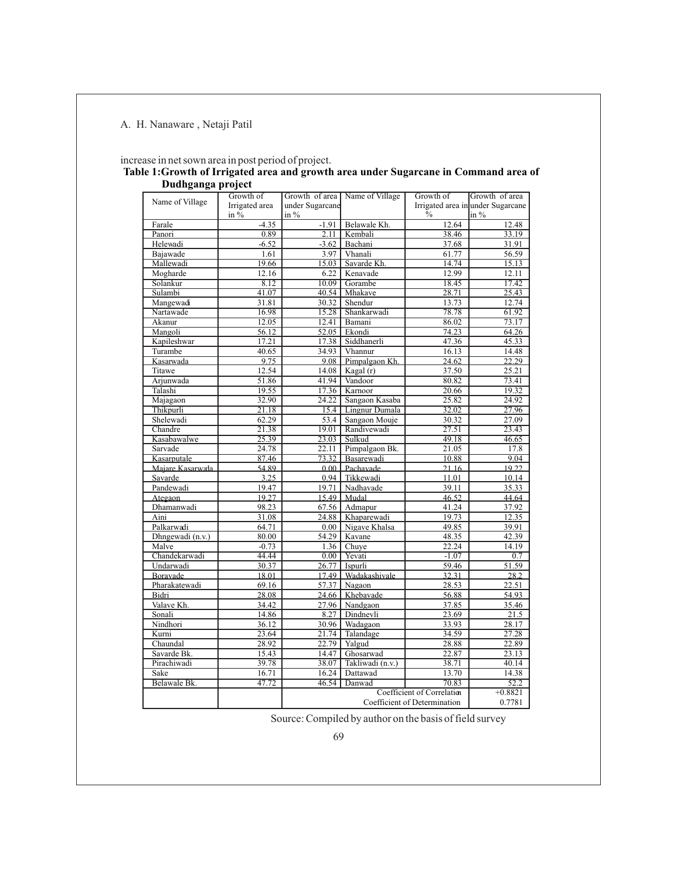increase in net sown area in post period of project.

**Table 1:Growth of Irrigated area and growth area under Sugarcane in Command area of Dudhganga project**

| Name of Village | Growth of Irrigated area in % | Growth of area under Sugarcane in % | Name of Village | Growth of Irrigated area in % | Growth of area under Sugarcane in % |
|---|---|---|---|---|---|
| Farale | -4.35 | -1.91 | Belawale Kh. | 12.64 | 12.48 |
| Panori | 0.89 | 2.11 | Kembali | 38.46 | 33.19 |
| Helewadi | -6.52 | -3.62 | Bachani | 37.68 | 31.91 |
| Bajawade | 1.61 | 3.97 | Vhanali | 61.77 | 56.59 |
| Mallewadi | 19.66 | 15.03 | Savarde Kh. | 14.74 | 15.13 |
| Magharde | 12.16 | 6.22 | Kenavade | 12.99 | 12.11 |
| Solankur | 8.12 | 10.09 | Gorambe | 18.45 | 17.42 |
| Sulambi | 41.07 | 40.54 | Mhakave | 28.71 | 25.43 |
| Mangewadi | 31.81 | 30.32 | Shendur | 13.73 | 12.74 |
| Nartawade | 16.98 | 15.28 | Shankarwadi | 78.78 | 61.92 |
| Akanur | 12.05 | 12.41 | Bamani | 86.02 | 73.17 |
| Mangoli | 56.12 | 52.05 | Ekondi | 74.23 | 64.26 |
| Kapileshwar | 17.21 | 17.38 | Siddhanerli | 47.36 | 45.33 |
| Turambe | 40.65 | 34.93 | Vhannur | 16.13 | 14.48 |
| Kasarwada | 9.75 | 9.08 | Pimpalgaon Kh. | 24.62 | 22.29 |
| Titawe | 12.54 | 14.08 | Kagal (r) | 37.50 | 25.21 |
| Arjunwada | 51.86 | 41.94 | Vandoor | 80.82 | 73.41 |
| Talashi | 19.55 | 17.36 | Karnoor | 20.66 | 19.32 |
| Majagaon | 32.90 | 24.22 | Sangaon Kasaba | 25.82 | 24.92 |
| Thikpurli | 21.18 | 15.4 | Lingnur Dumala | 32.02 | 27.96 |
| Shelewadi | 62.29 | 53.4 | Sangaon Mouje | 30.32 | 27.09 |
| Chandre | 21.38 | 19.01 | Randivewadi | 27.51 | 23.43 |
| Kasabawalwe | 25.39 | 23.03 | Sulkud | 49.18 | 46.65 |
| Sarvade | 24.78 | 22.11 | Pimpalgaon Bk. | 21.05 | 17.8 |
| Kasarputale | 87.46 | 73.32 | Basarewadi | 10.88 | 9.04 |
| Majare Kasarwada | 54.89 | 0.00 | Pachavade | 21.16 | 19.22 |
| Savarde | 3.25 | 0.94 | Tikkewadi | 11.01 | 10.14 |
| Pandewadi | 19.47 | 19.71 | Nadhavade | 39.11 | 35.33 |
| Ategaon | 19.27 | 15.49 | Mudal | 46.52 | 44.64 |
| Dhamanwadi | 98.23 | 67.56 | Admapur | 41.24 | 37.92 |
| Aini | 31.08 | 24.88 | Khaparewadi | 19.73 | 12.35 |
| Palkarwadi | 64.71 | 0.00 | Nigave Khalsa | 49.85 | 39.91 |
| Dhngewadi (n.v.) | 80.00 | 54.29 | Kavane | 48.35 | 42.39 |
| Malve | -0.73 | 1.36 | Chuye | 22.24 | 14.19 |
| Chandekarwadi | 44.44 | 0.00 | Yevati | -1.07 | 0.7 |
| Undarwadi | 30.37 | 26.77 | Ispurli | 59.46 | 51.59 |
| Boravade | 18.01 | 17.49 | Wadakashivale | 32.31 | 28.2 |
| Pharakatewadi | 69.16 | 57.37 | Nagaon | 28.53 | 22.51 |
| Bidri | 28.08 | 24.66 | Khebavade | 56.88 | 54.93 |
| Valave Kh. | 34.42 | 27.96 | Nandgaon | 37.85 | 35.46 |
| Sonali | 14.86 | 8.27 | Dindnevli | 23.69 | 21.5 |
| Nindhori | 36.12 | 30.96 | Wadagaon | 33.93 | 28.17 |
| Kurni | 23.64 | 21.74 | Talandage | 34.59 | 27.28 |
| Chaundal | 28.92 | 22.79 | Yalgud | 28.88 | 22.89 |
| Savarde Bk. | 15.43 | 14.47 | Ghosarwad | 22.87 | 23.13 |
| Pirachiwadi | 39.78 | 38.07 | Takliwadi (n.v.) | 38.71 | 40.14 |
| Sake | 16.71 | 16.24 | Dattawad | 13.70 | 14.38 |
| Belawale Bk. | 47.72 | 46.54 | Danwad | 70.83 | 52.2 |
| | | Coefficient of Correlation | | | +0.8821 |
| | | Coefficient of Determination | | | 0.7781 |

Source: Compiled by author on the basis of field survey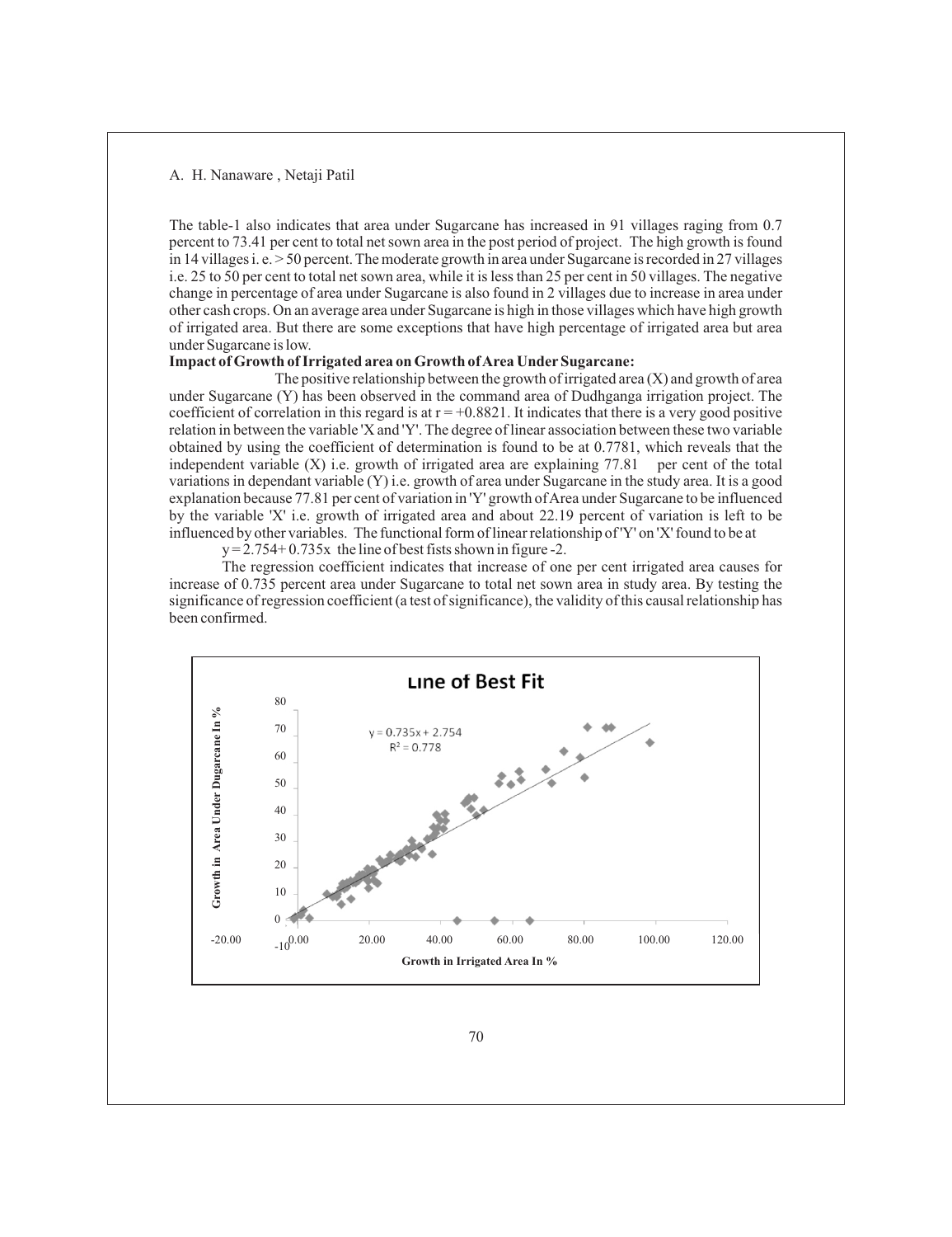The table-1 also indicates that area under Sugarcane has increased in 91 villages raging from 0.7 percent to 73.41 per cent to total net sown area in the post period of project. The high growth is found in 14 villages i. e. > 50 percent. The moderate growth in area under Sugarcane is recorded in 27 villages i.e. 25 to 50 per cent to total net sown area, while it is less than 25 per cent in 50 villages. The negative change in percentage of area under Sugarcane is also found in 2 villages due to increase in area under other cash crops. On an average area under Sugarcane is high in those villages which have high growth of irrigated area. But there are some exceptions that have high percentage of irrigated area but area under Sugarcane is low.

**Impact of Growth of Irrigated area on Growth of Area Under Sugarcane:**

The positive relationship between the growth of irrigated area (X) and growth of area under Sugarcane (Y) has been observed in the command area of Dudhganga irrigation project. The coefficient of correlation in this regard is at $r = +0.8821$. It indicates that there is a very good positive relation in between the variable 'X and 'Y'. The degree of linear association between these two variable obtained by using the coefficient of determination is found to be at 0.7781, which reveals that the independent variable (X) i.e. growth of irrigated area are explaining 77.81 per cent of the total variations in dependant variable (Y) i.e. growth of area under Sugarcane in the study area. It is a good explanation because 77.81 per cent of variation in 'Y' growth of Area under Sugarcane to be influenced by the variable 'X' i.e. growth of irrigated area and about 22.19 percent of variation is left to be influenced by other variables. The functional form of linear relationship of 'Y' on 'X' found to be at

$y = 2.754 + 0.735x$ the line of best fists shown in figure -2.

The regression coefficient indicates that increase of one per cent irrigated area causes for increase of 0.735 percent area under Sugarcane to total net sown area in study area. By testing the significance of regression coefficient (a test of significance), the validity of this causal relationship has been confirmed.

**Line of Best Fit**

$y = 0.735x + 2.754$
$R^2 = 0.778$

Growth in Area Under Dugarcane In %

Growth in Irrigated Area In %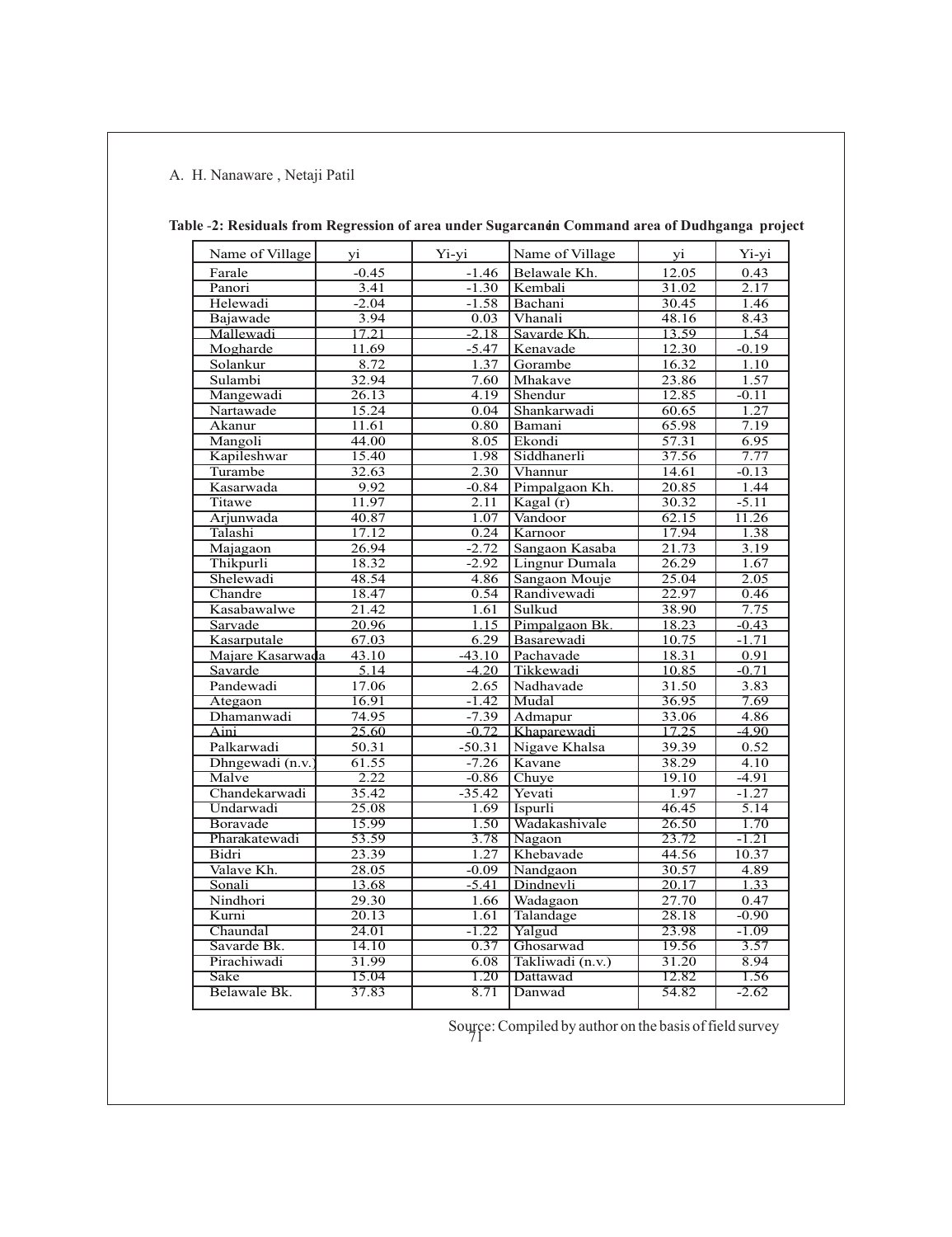**Table -2: Residuals from Regression of area under Sugarcane in Command area of Dudhganga project**

| Name of Village | yi | Yi-yi | Name of Village | yi | Yi-yi |
|---|---|---|---|---|---|
| Farale | -0.45 | -1.46 | Belawale Kh. | 12.05 | 0.43 |
| Panori | 3.41 | -1.30 | Kembali | 31.02 | 2.17 |
| Helewadi | -2.04 | -1.58 | Bachani | 30.45 | 1.46 |
| Bajawade | 3.94 | 0.03 | Vhanali | 48.16 | 8.43 |
| Mallewadi | 17.21 | -2.18 | Savarde Kh. | 13.59 | 1.54 |
| Mogharde | 11.69 | -5.47 | Kenavade | 12.30 | -0.19 |
| Solankur | 8.72 | 1.37 | Gorambe | 16.32 | 1.10 |
| Sulambi | 32.94 | 7.60 | Mhakave | 23.86 | 1.57 |
| Mangewadi | 26.13 | 4.19 | Shendur | 12.85 | -0.11 |
| Nartawade | 15.24 | 0.04 | Shankarwadi | 60.65 | 1.27 |
| Akanur | 11.61 | 0.80 | Bamani | 65.98 | 7.19 |
| Mangoli | 44.00 | 8.05 | Ekondi | 57.31 | 6.95 |
| Kapileshwar | 15.40 | 1.98 | Siddhanerli | 37.56 | 7.77 |
| Turambe | 32.63 | 2.30 | Vhannur | 14.61 | -0.13 |
| Kasarwada | 9.92 | -0.84 | Pimpalgaon Kh. | 20.85 | 1.44 |
| Titawe | 11.97 | 2.11 | Kagal (r) | 30.32 | -5.11 |
| Arjunwada | 40.87 | 1.07 | Vandoor | 62.15 | 11.26 |
| Talashi | 17.12 | 0.24 | Karnoor | 17.94 | 1.38 |
| Majagaon | 26.94 | -2.72 | Sangaon Kasaba | 21.73 | 3.19 |
| Thikpurli | 18.32 | -2.92 | Lingnur Dumala | 26.29 | 1.67 |
| Shelewadi | 48.54 | 4.86 | Sangaon Mouje | 25.04 | 2.05 |
| Chandre | 18.47 | 0.54 | Randivewadi | 22.97 | 0.46 |
| Kasabawalwe | 21.42 | 1.61 | Sulkud | 38.90 | 7.75 |
| Sarvade | 20.96 | 1.15 | Pimpalgaon Bk. | 18.23 | -0.43 |
| Kasarputale | 67.03 | 6.29 | Basarewadi | 10.75 | -1.71 |
| Majare Kasarwada | 43.10 | -43.10 | Pachavade | 18.31 | 0.91 |
| Savarde | 5.14 | -4.20 | Tikkewadi | 10.85 | -0.71 |
| Pandewadi | 17.06 | 2.65 | Nadhavade | 31.50 | 3.83 |
| Ategaon | 16.91 | -1.42 | Mudal | 36.95 | 7.69 |
| Dhamanwadi | 74.95 | -7.39 | Admapur | 33.06 | 4.86 |
| Aini | 25.60 | -0.72 | Khaparewadi | 17.25 | -4.90 |
| Palkarwadi | 50.31 | -50.31 | Nigave Khalsa | 39.39 | 0.52 |
| Dhngewadi (n.v.) | 61.55 | -7.26 | Kavane | 38.29 | 4.10 |
| Malve | 2.22 | -0.86 | Chuye | 19.10 | -4.91 |
| Chandekarwadi | 35.42 | -35.42 | Yevati | 1.97 | -1.27 |
| Undarwadi | 25.08 | 1.69 | Ispurli | 46.45 | 5.14 |
| Boravade | 15.99 | 1.50 | Wadakashivale | 26.50 | 1.70 |
| Pharakatewadi | 53.59 | 3.78 | Nagaon | 23.72 | -1.21 |
| Bidri | 23.39 | 1.27 | Khebavade | 44.56 | 10.37 |
| Valave Kh. | 28.05 | -0.09 | Nandgaon | 30.57 | 4.89 |
| Sonali | 13.68 | -5.41 | Dindnevli | 20.17 | 1.33 |
| Nindhori | 29.30 | 1.66 | Wadagaon | 27.70 | 0.47 |
| Kurni | 20.13 | 1.61 | Talandage | 28.18 | -0.90 |
| Chaundal | 24.01 | -1.22 | Yalgud | 23.98 | -1.09 |
| Savarde Bk. | 14.10 | 0.37 | Ghosarwad | 19.56 | 3.57 |
| Pirachiwadi | 31.99 | 6.08 | Takliwadi (n.v.) | 31.20 | 8.94 |
| Sake | 15.04 | 1.20 | Dattawad | 12.82 | 1.56 |
| Belawale Bk. | 37.83 | 8.71 | Danwad | 54.82 | -2.62 |

Source: Compiled by author on the basis of field survey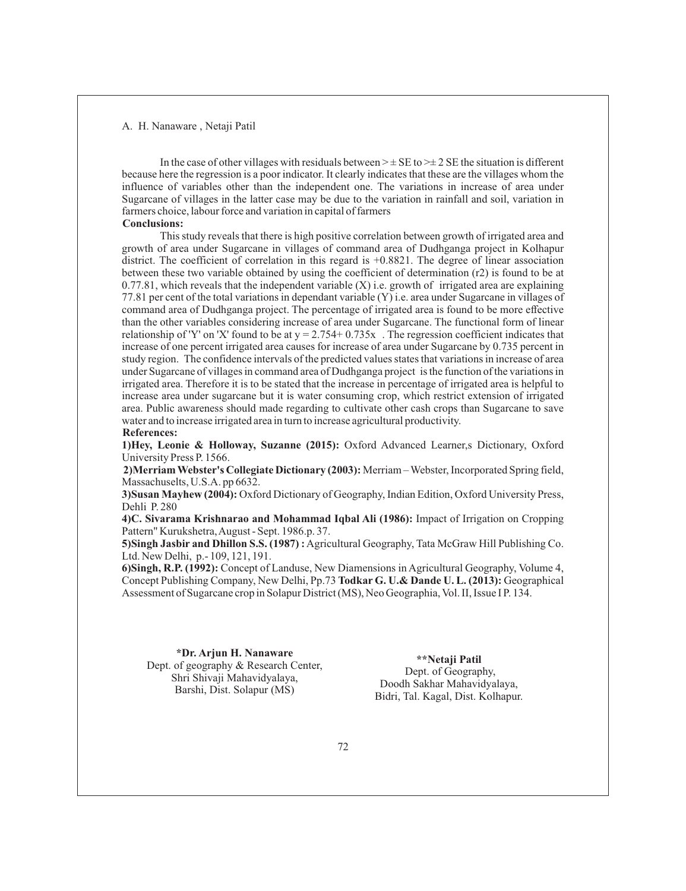In the case of other villages with residuals between $> \pm$ SE to $>\pm$ 2 SE the situation is different because here the regression is a poor indicator. It clearly indicates that these are the villages whom the influence of variables other than the independent one. The variations in increase of area under Sugarcane of villages in the latter case may be due to the variation in rainfall and soil, variation in farmers choice, labour force and variation in capital of farmers

**Conclusions:**

This study reveals that there is high positive correlation between growth of irrigated area and growth of area under Sugarcane in villages of command area of Dudhganga project in Kolhapur district. The coefficient of correlation in this regard is +0.8821. The degree of linear association between these two variable obtained by using the coefficient of determination (r2) is found to be at 0.77.81, which reveals that the independent variable (X) i.e. growth of irrigated area are explaining 77.81 per cent of the total variations in dependant variable (Y) i.e. area under Sugarcane in villages of command area of Dudhganga project. The percentage of irrigated area is found to be more effective than the other variables considering increase of area under Sugarcane. The functional form of linear relationship of 'Y' on 'X' found to be at $y = 2.754 + 0.735x$ . The regression coefficient indicates that increase of one percent irrigated area causes for increase of area under Sugarcane by 0.735 percent in study region. The confidence intervals of the predicted values states that variations in increase of area under Sugarcane of villages in command area of Dudhganga project is the function of the variations in irrigated area. Therefore it is to be stated that the increase in percentage of irrigated area is helpful to increase area under sugarcane but it is water consuming crop, which restrict extension of irrigated area. Public awareness should made regarding to cultivate other cash crops than Sugarcane to save water and to increase irrigated area in turn to increase agricultural productivity.

**References:**

**1)Hey, Leonie & Holloway, Suzanne (2015):** Oxford Advanced Learner,s Dictionary, Oxford University Press P. 1566.

**2)Merriam Webster's Collegiate Dictionary (2003):** Merriam – Webster, Incorporated Spring field, Massachuselts, U.S.A. pp 6632.

**3)Susan Mayhew (2004):** Oxford Dictionary of Geography, Indian Edition, Oxford University Press, Dehli P. 280

**4)C. Sivarama Krishnarao and Mohammad Iqbal Ali (1986):** Impact of Irrigation on Cropping Pattern" Kurukshetra, August - Sept. 1986.p. 37.

**5)Singh Jasbir and Dhillon S.S. (1987) :** Agricultural Geography, Tata McGraw Hill Publishing Co. Ltd. New Delhi, p.- 109, 121, 191.

**6)Singh, R.P. (1992):** Concept of Landuse, New Diamensions in Agricultural Geography, Volume 4, Concept Publishing Company, New Delhi, Pp.73 **Todkar G. U.& Dande U. L. (2013):** Geographical Assessment of Sugarcane crop in Solapur District (MS), Neo Geographia, Vol. II, Issue I P. 134.

**\*Dr. Arjun H. Nanaware**
Dept. of geography & Research Center,
Shri Shivaji Mahavidyalaya,
Barshi, Dist. Solapur (MS)

**\*\*Netaji Patil**
Dept. of Geography,
Doodh Sakhar Mahavidyalaya,
Bidri, Tal. Kagal, Dist. Kolhapur.